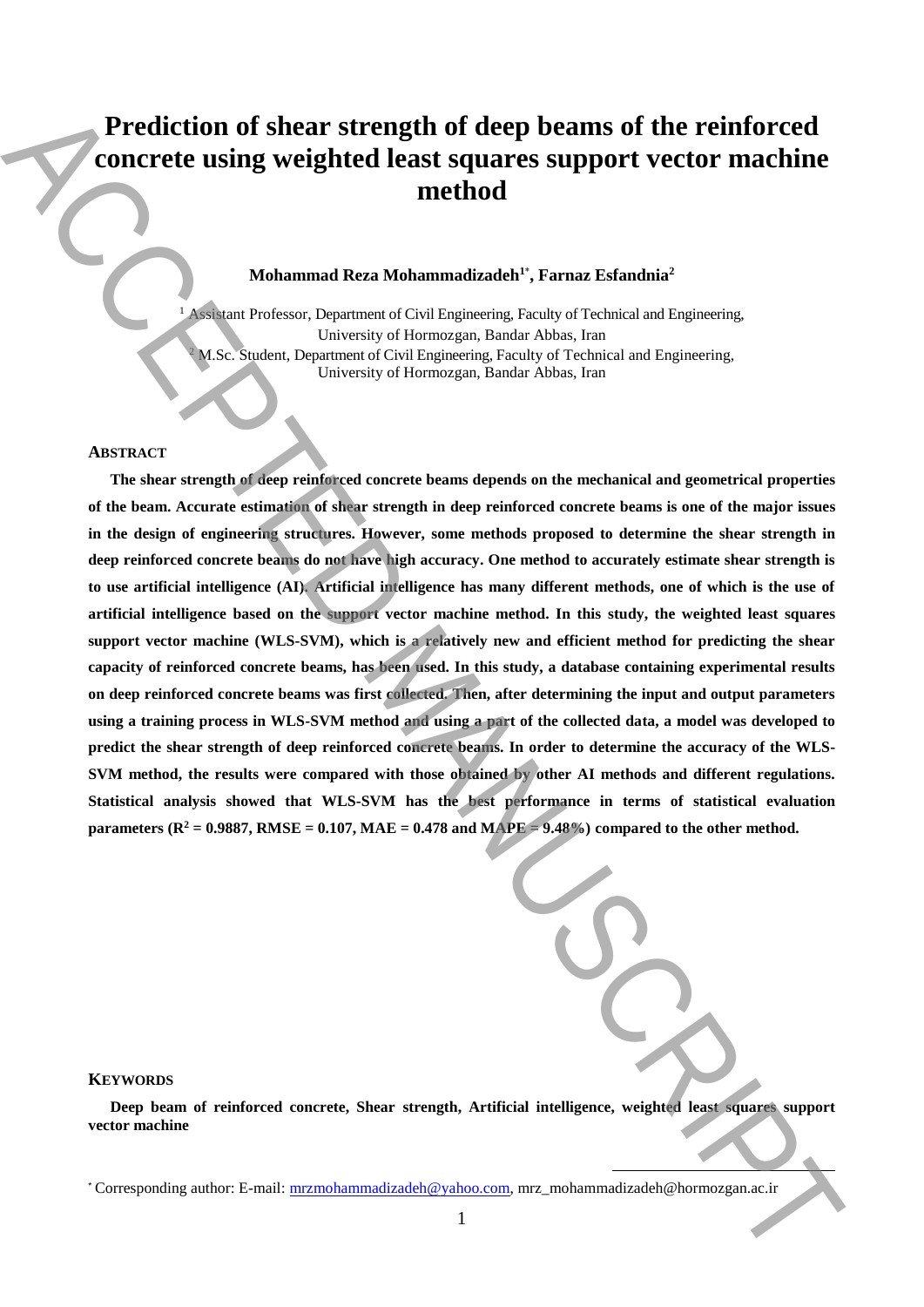# Prediction of shear strength of deep beams of the reinforced concrete using weighted least squares support vector machine method

**Mohammad Reza Mohammadizadeh[1*], Farnaz Esfandnia[2]**

[1] Assistant Professor, Department of Civil Engineering, Faculty of Technical and Engineering, University of Hormozgan, Bandar Abbas, Iran
[2] M.Sc. Student, Department of Civil Engineering, Faculty of Technical and Engineering, University of Hormozgan, Bandar Abbas, Iran

## ABSTRACT

**The shear strength of deep reinforced concrete beams depends on the mechanical and geometrical properties of the beam. Accurate estimation of shear strength in deep reinforced concrete beams is one of the major issues in the design of engineering structures. However, some methods proposed to determine the shear strength in deep reinforced concrete beams do not have high accuracy. One method to accurately estimate shear strength is to use artificial intelligence (AI). Artificial intelligence has many different methods, one of which is the use of artificial intelligence based on the support vector machine method. In this study, the weighted least squares support vector machine (WLS-SVM), which is a relatively new and efficient method for predicting the shear capacity of reinforced concrete beams, has been used. In this study, a database containing experimental results on deep reinforced concrete beams was first collected. Then, after determining the input and output parameters using a training process in WLS-SVM method and using a part of the collected data, a model was developed to predict the shear strength of deep reinforced concrete beams. In order to determine the accuracy of the WLS-SVM method, the results were compared with those obtained by other AI methods and different regulations. Statistical analysis showed that WLS-SVM has the best performance in terms of statistical evaluation parameters ($R^2$ = 0.9887, RMSE = 0.107, MAE = 0.478 and MAPE = 9.48%) compared to the other method.**

## KEYWORDS

**Deep beam of reinforced concrete, Shear strength, Artificial intelligence, weighted least squares support vector machine**

[*] Corresponding author: E-mail: mrzmohammadizadeh@yahoo.com, mrz_mohammadizadeh@hormozgan.ac.ir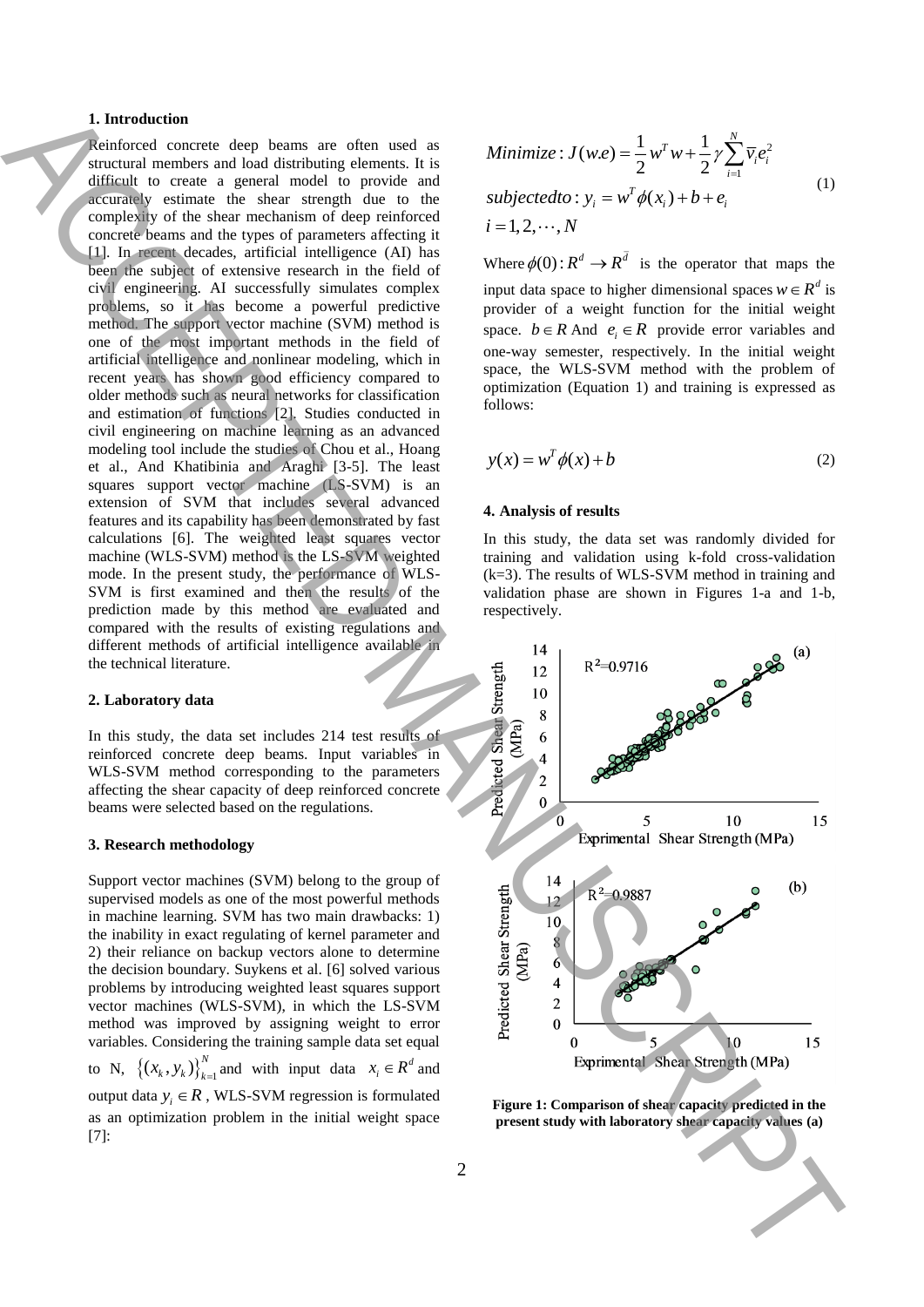## 1. Introduction

Reinforced concrete deep beams are often used as structural members and load distributing elements. It is difficult to create a general model to provide and accurately estimate the shear strength due to the complexity of the shear mechanism of deep reinforced concrete beams and the types of parameters affecting it [1]. In recent decades, artificial intelligence (AI) has been the subject of extensive research in the field of civil engineering. AI successfully simulates complex problems, so it has become a powerful predictive method. The support vector machine (SVM) method is one of the most important methods in the field of artificial intelligence and nonlinear modeling, which in recent years has shown good efficiency compared to older methods such as neural networks for classification and estimation of functions [2]. Studies conducted in civil engineering on machine learning as an advanced modeling tool include the studies of Chou et al., Hoang et al., And Khatibinia and Araghi [3-5]. The least squares support vector machine (LS-SVM) is an extension of SVM that includes several advanced features and its capability has been demonstrated by fast calculations [6]. The weighted least squares vector machine (WLS-SVM) method is the LS-SVM weighted mode. In the present study, the performance of WLS-SVM is first examined and then the results of the prediction made by this method are evaluated and compared with the results of existing regulations and different methods of artificial intelligence available in the technical literature.

## 2. Laboratory data

In this study, the data set includes 214 test results of reinforced concrete deep beams. Input variables in WLS-SVM method corresponding to the parameters affecting the shear capacity of deep reinforced concrete beams were selected based on the regulations.

## 3. Research methodology

Support vector machines (SVM) belong to the group of supervised models as one of the most powerful methods in machine learning. SVM has two main drawbacks: 1) the inability in exact regulating of kernel parameter and 2) their reliance on backup vectors alone to determine the decision boundary. Suykens et al. [6] solved various problems by introducing weighted least squares support vector machines (WLS-SVM), in which the LS-SVM method was improved by assigning weight to error variables. Considering the training sample data set equal to N, $\left\{(x_k, y_k)\right\}_{k=1}^{N}$ and with input data $x_i \in R^d$ and output data $y_i \in R$, WLS-SVM regression is formulated as an optimization problem in the initial weight space [7]:

$$
\begin{aligned}
&Minimize: J(w.e) = \frac{1}{2} w^T w + \frac{1}{2}\gamma \sum_{i=1}^{N} \overline{v}_i e_i^2 \\
&subjectedto: y_i = w^T \phi(x_i) + b + e_i \\
&i = 1, 2, \cdots, N
\end{aligned}
\tag{1}
$$

Where $\phi(0): R^d \rightarrow R^{\bar{d}}$ is the operator that maps the input data space to higher dimensional spaces $w \in R^d$ is provider of a weight function for the initial weight space. $b \in R$ And $e_i \in R$ provide error variables and one-way semester, respectively. In the initial weight space, the WLS-SVM method with the problem of optimization (Equation 1) and training is expressed as follows:

$$
y(x) = w^T \phi(x) + b \tag{2}
$$

## 4. Analysis of results

In this study, the data set was randomly divided for training and validation using k-fold cross-validation (k=3). The results of WLS-SVM method in training and validation phase are shown in Figures 1-a and 1-b, respectively.

**Figure 1: Comparison of shear capacity predicted in the present study with laboratory shear capacity values (a)**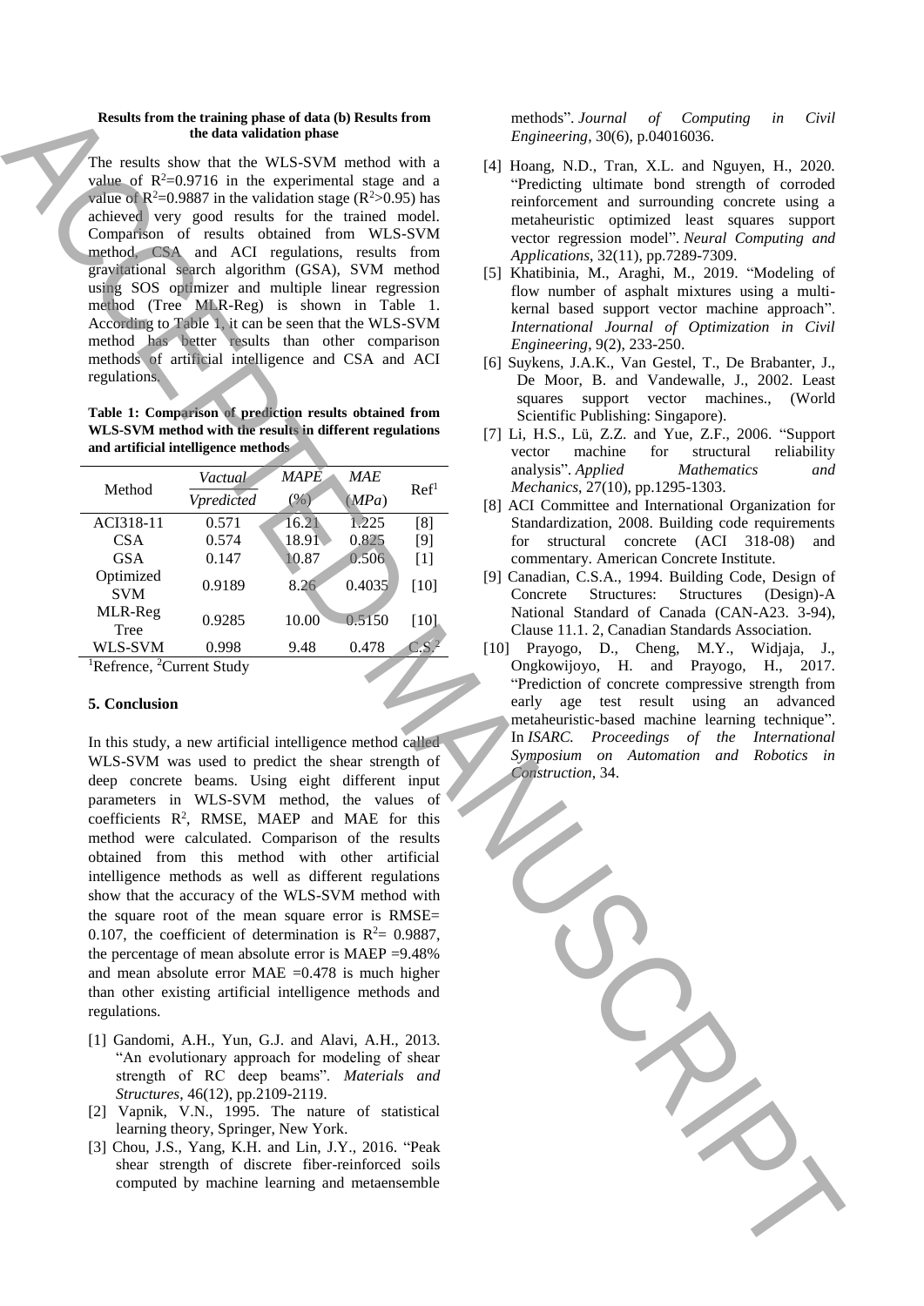**Results from the training phase of data (b) Results from the data validation phase**

The results show that the WLS-SVM method with a value of $R^2$=0.9716 in the experimental stage and a value of $R^2$=0.9887 in the validation stage ($R^2$>0.95) has achieved very good results for the trained model. Comparison of results obtained from WLS-SVM method, CSA and ACI regulations, results from gravitational search algorithm (GSA), SVM method using SOS optimizer and multiple linear regression method (Tree MLR-Reg) is shown in Table 1. According to Table 1, it can be seen that the WLS-SVM method has better results than other comparison methods of artificial intelligence and CSA and ACI regulations.

**Table 1: Comparison of prediction results obtained from WLS-SVM method with the results in different regulations and artificial intelligence methods**

| Method | *Vactual* / *Vpredicted* | *MAPE* (%) | *MAE* (*MPa*) | Ref[1] |
|---|---|---|---|---|
| ACI318-11 | 0.571 | 16.21 | 1.225 | [8] |
| CSA | 0.574 | 18.91 | 0.825 | [9] |
| GSA | 0.147 | 10.87 | 0.506 | [1] |
| Optimized SVM | 0.9189 | 8.26 | 0.4035 | [10] |
| MLR-Reg Tree | 0.9285 | 10.00 | 0.5150 | [10] |
| WLS-SVM | 0.998 | 9.48 | 0.478 | C.S.[2] |

[1]Refrence, [2]Current Study

## 5. Conclusion

In this study, a new artificial intelligence method called WLS-SVM was used to predict the shear strength of deep concrete beams. Using eight different input parameters in WLS-SVM method, the values of coefficients $R^2$, RMSE, MAEP and MAE for this method were calculated. Comparison of the results obtained from this method with other artificial intelligence methods as well as different regulations show that the accuracy of the WLS-SVM method with the square root of the mean square error is RMSE= 0.107, the coefficient of determination is $R^2$= 0.9887, the percentage of mean absolute error is MAEP =9.48% and mean absolute error MAE =0.478 is much higher than other existing artificial intelligence methods and regulations.

[1] Gandomi, A.H., Yun, G.J. and Alavi, A.H., 2013. "An evolutionary approach for modeling of shear strength of RC deep beams". *Materials and Structures*, 46(12), pp.2109-2119.

[2] Vapnik, V.N., 1995. The nature of statistical learning theory, Springer, New York.

[3] Chou, J.S., Yang, K.H. and Lin, J.Y., 2016. "Peak shear strength of discrete fiber-reinforced soils computed by machine learning and metaensemble methods". *Journal of Computing in Civil Engineering*, 30(6), p.04016036.

[4] Hoang, N.D., Tran, X.L. and Nguyen, H., 2020. "Predicting ultimate bond strength of corroded reinforcement and surrounding concrete using a metaheuristic optimized least squares support vector regression model". *Neural Computing and Applications*, 32(11), pp.7289-7309.

[5] Khatibinia, M., Araghi, M., 2019. "Modeling of flow number of asphalt mixtures using a multi-kernal based support vector machine approach". *International Journal of Optimization in Civil Engineering*, 9(2), 233-250.

[6] Suykens, J.A.K., Van Gestel, T., De Brabanter, J., De Moor, B. and Vandewalle, J., 2002. Least squares support vector machines., (World Scientific Publishing: Singapore).

[7] Li, H.S., Lü, Z.Z. and Yue, Z.F., 2006. "Support vector machine for structural reliability analysis". *Applied Mathematics and Mechanics*, 27(10), pp.1295-1303.

[8] ACI Committee and International Organization for Standardization, 2008. Building code requirements for structural concrete (ACI 318-08) and commentary. American Concrete Institute.

[9] Canadian, C.S.A., 1994. Building Code, Design of Concrete Structures: Structures (Design)-A National Standard of Canada (CAN-A23. 3-94), Clause 11.1. 2, Canadian Standards Association.

[10] Prayogo, D., Cheng, M.Y., Widjaja, J., Ongkowijoyo, H. and Prayogo, H., 2017. "Prediction of concrete compressive strength from early age test result using an advanced metaheuristic-based machine learning technique". In *ISARC. Proceedings of the International Symposium on Automation and Robotics in Construction*, 34.